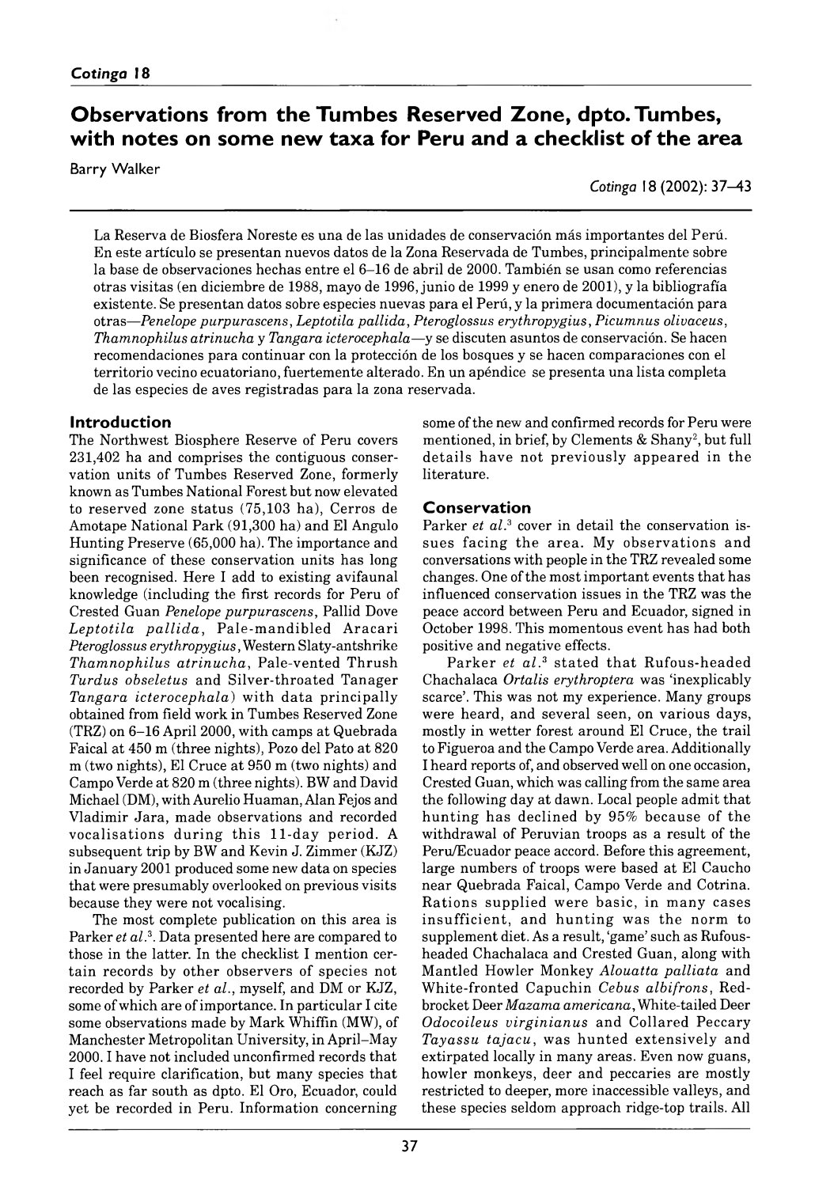# Observations from the Tumbes Reserved Zone, dpto. Tumbes, with notes on some new taxa for Peru and a checklist of the area

Barry Walker

La Reserva de Biosfera Noreste es una de las unidades de conservación más importantes del Perú. En este artículo se presentan nuevos datos de la Zona Reservada de Tumbes, principalmente sobre la base de observaciones hechas entre el 6–16 de abril de 2000. También se usan como referencias otras visitas (en diciembre de 1988, mayo de 1996, junio de 1999 y enero de 2001), y la bibliografía existente. Se presentan datos sobre especies nuevas para el Perú, y la primera documentación para otras—*Penelope purpurascens*, *Leptotila pallida*, *Pteroglossus erythropygius*, *Picumnus olivaceus*, *Thamnophilus atrinucha* y *Tangara icterocephala*—y se discuten asuntos de conservación. Se hacen recomendaciones para continuar con la protección de los bosques y se hacen comparaciones con el territorio vecino ecuatoriano, fuertemente alterado. En un apéndice se presenta una lista completa de las especies de aves registradas para la zona reservada.

## Introduction

The Northwest Biosphere Reserve of Peru covers 231,402 ha and comprises the contiguous conservation units of Tumbes Reserved Zone, formerly known as Tumbes National Forest but now elevated to reserved zone status (75,103 ha), Cerros de Amotape National Park (91,300 ha) and El Angulo Hunting Preserve (65,000 ha). The importance and significance of these conservation units has long been recognised. Here I add to existing avifaunal knowledge (including the first records for Peru of Crested Guan *Penelope purpurascens*, Pallid Dove *Leptotila pallida*, Pale-mandibled Aracari *Pteroglossus erythropygius*, Western Slaty-antshrike *Thamnophilus atrinucha*, Pale-vented Thrush *Turdus obseletus* and Silver-throated Tanager *Tangara icterocephala*) with data principally obtained from field work in Tumbes Reserved Zone (TRZ) on 6–16 April 2000, with camps at Quebrada Faical at 450 m (three nights), Pozo del Pato at 820 m (two nights), El Cruce at 950 m (two nights) and Campo Verde at 820 m (three nights). BW and David Michael (DM), with Aurelio Huaman, Alan Fejos and Vladimir Jara, made observations and recorded vocalisations during this 11-day period. A subsequent trip by BW and Kevin J. Zimmer (KJZ) in January 2001 produced some new data on species that were presumably overlooked on previous visits because they were not vocalising.

The most complete publication on this area is Parker *et al.*[3]. Data presented here are compared to those in the latter. In the checklist I mention certain records by other observers of species not recorded by Parker *et al.*, myself, and DM or KJZ, some of which are of importance. In particular I cite some observations made by Mark Whiffin (MW), of Manchester Metropolitan University, in April–May 2000. I have not included unconfirmed records that I feel require clarification, but many species that reach as far south as dpto. El Oro, Ecuador, could yet be recorded in Peru. Information concerning some of the new and confirmed records for Peru were mentioned, in brief, by Clements & Shany[2], but full details have not previously appeared in the literature.

## Conservation

Parker *et al.*[3] cover in detail the conservation issues facing the area. My observations and conversations with people in the TRZ revealed some changes. One of the most important events that has influenced conservation issues in the TRZ was the peace accord between Peru and Ecuador, signed in October 1998. This momentous event has had both positive and negative effects.

Parker *et al.*[3] stated that Rufous-headed Chachalaca *Ortalis erythroptera* was 'inexplicably scarce'. This was not my experience. Many groups were heard, and several seen, on various days, mostly in wetter forest around El Cruce, the trail to Figueroa and the Campo Verde area. Additionally I heard reports of, and observed well on one occasion, Crested Guan, which was calling from the same area the following day at dawn. Local people admit that hunting has declined by 95% because of the withdrawal of Peruvian troops as a result of the Peru/Ecuador peace accord. Before this agreement, large numbers of troops were based at El Caucho near Quebrada Faical, Campo Verde and Cotrina. Rations supplied were basic, in many cases insufficient, and hunting was the norm to supplement diet. As a result, 'game' such as Rufous-headed Chachalaca and Crested Guan, along with Mantled Howler Monkey *Alouatta palliata* and White-fronted Capuchin *Cebus albifrons*, Red-brocket Deer *Mazama americana*, White-tailed Deer *Odocoileus virginianus* and Collared Peccary *Tayassu tajacu*, was hunted extensively and extirpated locally in many areas. Even now guans, howler monkeys, deer and peccaries are mostly restricted to deeper, more inaccessible valleys, and these species seldom approach ridge-top trails. All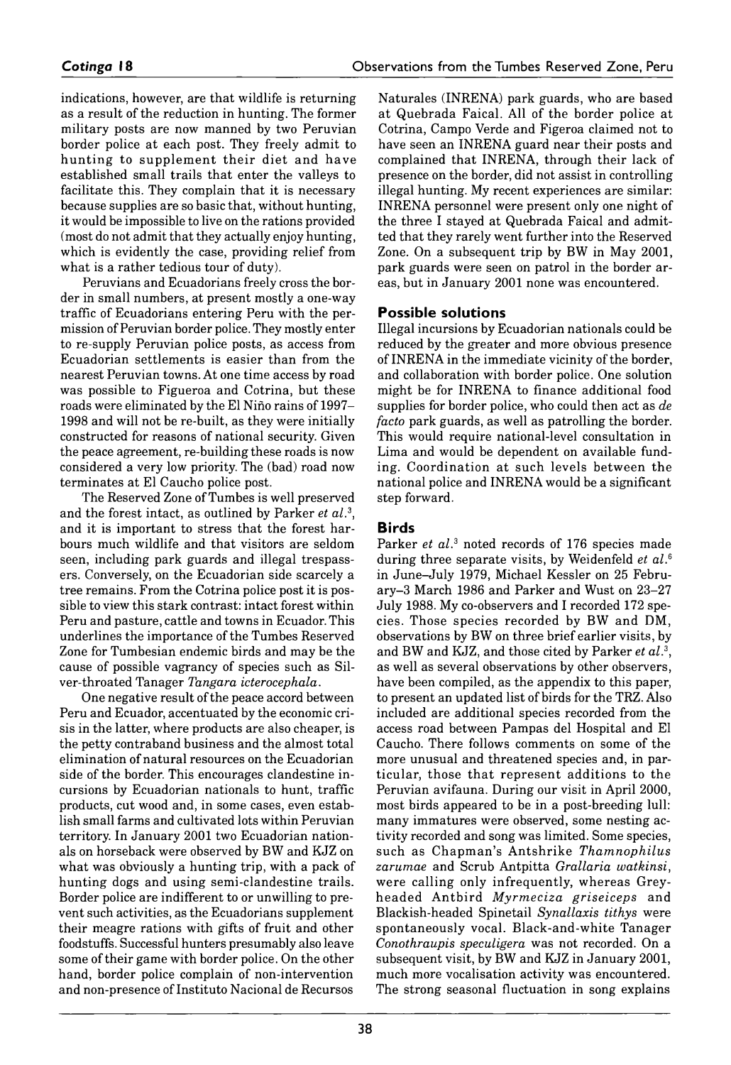indications, however, are that wildlife is returning as a result of the reduction in hunting. The former military posts are now manned by two Peruvian border police at each post. They freely admit to hunting to supplement their diet and have established small trails that enter the valleys to facilitate this. They complain that it is necessary because supplies are so basic that, without hunting, it would be impossible to live on the rations provided (most do not admit that they actually enjoy hunting, which is evidently the case, providing relief from what is a rather tedious tour of duty).

Peruvians and Ecuadorians freely cross the border in small numbers, at present mostly a one-way traffic of Ecuadorians entering Peru with the permission of Peruvian border police. They mostly enter to re-supply Peruvian police posts, as access from Ecuadorian settlements is easier than from the nearest Peruvian towns. At one time access by road was possible to Figueroa and Cotrina, but these roads were eliminated by the El Niño rains of 1997–1998 and will not be re-built, as they were initially constructed for reasons of national security. Given the peace agreement, re-building these roads is now considered a very low priority. The (bad) road now terminates at El Caucho police post.

The Reserved Zone of Tumbes is well preserved and the forest intact, as outlined by Parker *et al.*[3], and it is important to stress that the forest harbours much wildlife and that visitors are seldom seen, including park guards and illegal trespassers. Conversely, on the Ecuadorian side scarcely a tree remains. From the Cotrina police post it is possible to view this stark contrast: intact forest within Peru and pasture, cattle and towns in Ecuador. This underlines the importance of the Tumbes Reserved Zone for Tumbesian endemic birds and may be the cause of possible vagrancy of species such as Silver-throated Tanager *Tangara icterocephala*.

One negative result of the peace accord between Peru and Ecuador, accentuated by the economic crisis in the latter, where products are also cheaper, is the petty contraband business and the almost total elimination of natural resources on the Ecuadorian side of the border. This encourages clandestine incursions by Ecuadorian nationals to hunt, traffic products, cut wood and, in some cases, even establish small farms and cultivated lots within Peruvian territory. In January 2001 two Ecuadorian nationals on horseback were observed by BW and KJZ on what was obviously a hunting trip, with a pack of hunting dogs and using semi-clandestine trails. Border police are indifferent to or unwilling to prevent such activities, as the Ecuadorians supplement their meagre rations with gifts of fruit and other foodstuffs. Successful hunters presumably also leave some of their game with border police. On the other hand, border police complain of non-intervention and non-presence of Instituto Nacional de Recursos Naturales (INRENA) park guards, who are based at Quebrada Faical. All of the border police at Cotrina, Campo Verde and Figeroa claimed not to have seen an INRENA guard near their posts and complained that INRENA, through their lack of presence on the border, did not assist in controlling illegal hunting. My recent experiences are similar: INRENA personnel were present only one night of the three I stayed at Quebrada Faical and admitted that they rarely went further into the Reserved Zone. On a subsequent trip by BW in May 2001, park guards were seen on patrol in the border areas, but in January 2001 none was encountered.

## Possible solutions

Illegal incursions by Ecuadorian nationals could be reduced by the greater and more obvious presence of INRENA in the immediate vicinity of the border, and collaboration with border police. One solution might be for INRENA to finance additional food supplies for border police, who could then act as *de facto* park guards, as well as patrolling the border. This would require national-level consultation in Lima and would be dependent on available funding. Coordination at such levels between the national police and INRENA would be a significant step forward.

## Birds

Parker *et al.*[3] noted records of 176 species made during three separate visits, by Weidenfeld *et al.*[6] in June–July 1979, Michael Kessler on 25 February–3 March 1986 and Parker and Wust on 23–27 July 1988. My co-observers and I recorded 172 species. Those species recorded by BW and DM, observations by BW on three brief earlier visits, by and BW and KJZ, and those cited by Parker *et al.*[3], as well as several observations by other observers, have been compiled, as the appendix to this paper, to present an updated list of birds for the TRZ. Also included are additional species recorded from the access road between Pampas del Hospital and El Caucho. There follows comments on some of the more unusual and threatened species and, in particular, those that represent additions to the Peruvian avifauna. During our visit in April 2000, most birds appeared to be in a post-breeding lull: many immatures were observed, some nesting activity recorded and song was limited. Some species, such as Chapman's Antshrike *Thamnophilus zarumae* and Scrub Antpitta *Grallaria watkinsi*, were calling only infrequently, whereas Grey-headed Antbird *Myrmeciza griseiceps* and Blackish-headed Spinetail *Synallaxis tithys* were spontaneously vocal. Black-and-white Tanager *Conothraupis speculigera* was not recorded. On a subsequent visit, by BW and KJZ in January 2001, much more vocalisation activity was encountered. The strong seasonal fluctuation in song explains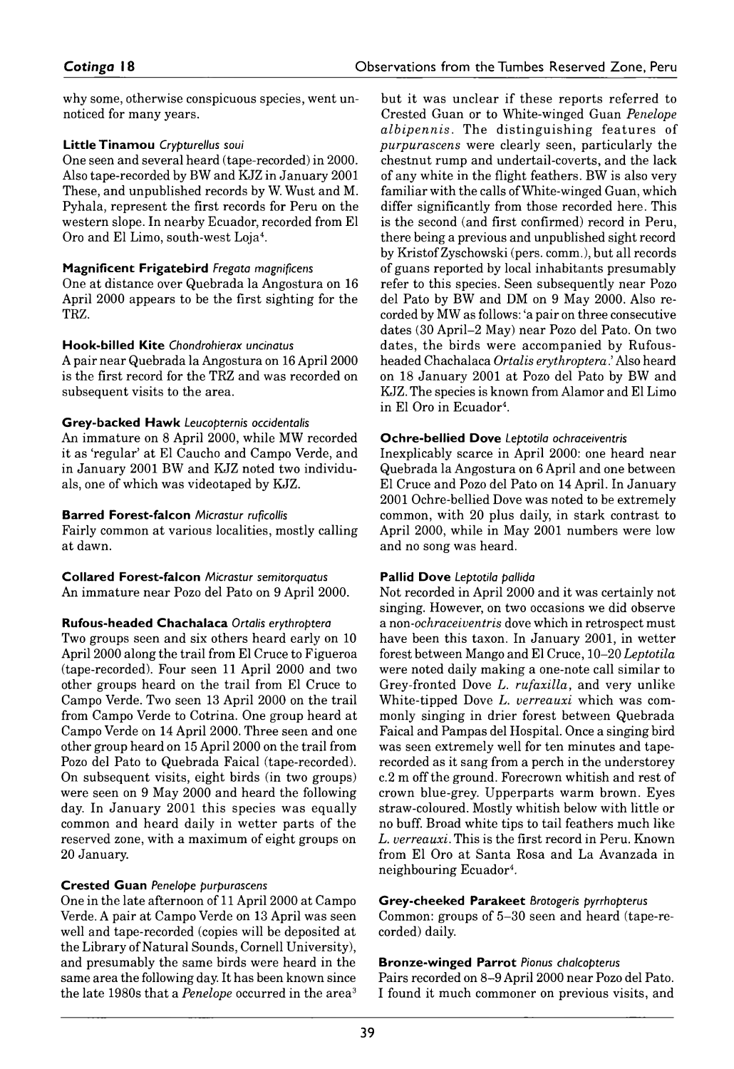why some, otherwise conspicuous species, went unnoticed for many years.

**Little Tinamou** *Crypturellus soui*
One seen and several heard (tape-recorded) in 2000. Also tape-recorded by BW and KJZ in January 2001 These, and unpublished records by W. Wust and M. Pyhala, represent the first records for Peru on the western slope. In nearby Ecuador, recorded from El Oro and El Limo, south-west Loja[4].

**Magnificent Frigatebird** *Fregata magnificens*
One at distance over Quebrada la Angostura on 16 April 2000 appears to be the first sighting for the TRZ.

**Hook-billed Kite** *Chondrohierax uncinatus*
A pair near Quebrada la Angostura on 16 April 2000 is the first record for the TRZ and was recorded on subsequent visits to the area.

**Grey-backed Hawk** *Leucopternis occidentalis*
An immature on 8 April 2000, while MW recorded it as 'regular' at El Caucho and Campo Verde, and in January 2001 BW and KJZ noted two individuals, one of which was videotaped by KJZ.

**Barred Forest-falcon** *Micrastur ruficollis*
Fairly common at various localities, mostly calling at dawn.

**Collared Forest-falcon** *Micrastur semitorquatus*
An immature near Pozo del Pato on 9 April 2000.

**Rufous-headed Chachalaca** *Ortalis erythroptera*
Two groups seen and six others heard early on 10 April 2000 along the trail from El Cruce to Figueroa (tape-recorded). Four seen 11 April 2000 and two other groups heard on the trail from El Cruce to Campo Verde. Two seen 13 April 2000 on the trail from Campo Verde to Cotrina. One group heard at Campo Verde on 14 April 2000. Three seen and one other group heard on 15 April 2000 on the trail from Pozo del Pato to Quebrada Faical (tape-recorded). On subsequent visits, eight birds (in two groups) were seen on 9 May 2000 and heard the following day. In January 2001 this species was equally common and heard daily in wetter parts of the reserved zone, with a maximum of eight groups on 20 January.

**Crested Guan** *Penelope purpurascens*
One in the late afternoon of 11 April 2000 at Campo Verde. A pair at Campo Verde on 13 April was seen well and tape-recorded (copies will be deposited at the Library of Natural Sounds, Cornell University), and presumably the same birds were heard in the same area the following day. It has been known since the late 1980s that a *Penelope* occurred in the area[3] but it was unclear if these reports referred to Crested Guan or to White-winged Guan *Penelope albipennis*. The distinguishing features of *purpurascens* were clearly seen, particularly the chestnut rump and undertail-coverts, and the lack of any white in the flight feathers. BW is also very familiar with the calls of White-winged Guan, which differ significantly from those recorded here. This is the second (and first confirmed) record in Peru, there being a previous and unpublished sight record by Kristof Zyschowski (pers. comm.), but all records of guans reported by local inhabitants presumably refer to this species. Seen subsequently near Pozo del Pato by BW and DM on 9 May 2000. Also recorded by MW as follows: 'a pair on three consecutive dates (30 April–2 May) near Pozo del Pato. On two dates, the birds were accompanied by Rufous-headed Chachalaca *Ortalis erythroptera*.' Also heard on 18 January 2001 at Pozo del Pato by BW and KJZ. The species is known from Alamor and El Limo in El Oro in Ecuador[4].

**Ochre-bellied Dove** *Leptotila ochraceiventris*
Inexplicably scarce in April 2000: one heard near Quebrada la Angostura on 6 April and one between El Cruce and Pozo del Pato on 14 April. In January 2001 Ochre-bellied Dove was noted to be extremely common, with 20 plus daily, in stark contrast to April 2000, while in May 2001 numbers were low and no song was heard.

**Pallid Dove** *Leptotila pallida*
Not recorded in April 2000 and it was certainly not singing. However, on two occasions we did observe a non-*ochraceiventris* dove which in retrospect must have been this taxon. In January 2001, in wetter forest between Mango and El Cruce, 10–20 *Leptotila* were noted daily making a one-note call similar to Grey-fronted Dove *L. rufaxilla*, and very unlike White-tipped Dove *L. verreauxi* which was commonly singing in drier forest between Quebrada Faical and Pampas del Hospital. Once a singing bird was seen extremely well for ten minutes and tape-recorded as it sang from a perch in the understorey c.2 m off the ground. Forecrown whitish and rest of crown blue-grey. Upperparts warm brown. Eyes straw-coloured. Mostly whitish below with little or no buff. Broad white tips to tail feathers much like *L. verreauxi*. This is the first record in Peru. Known from El Oro at Santa Rosa and La Avanzada in neighbouring Ecuador[4].

**Grey-cheeked Parakeet** *Brotogeris pyrrhopterus*
Common: groups of 5–30 seen and heard (tape-recorded) daily.

**Bronze-winged Parrot** *Pionus chalcopterus*
Pairs recorded on 8–9 April 2000 near Pozo del Pato. I found it much commoner on previous visits, and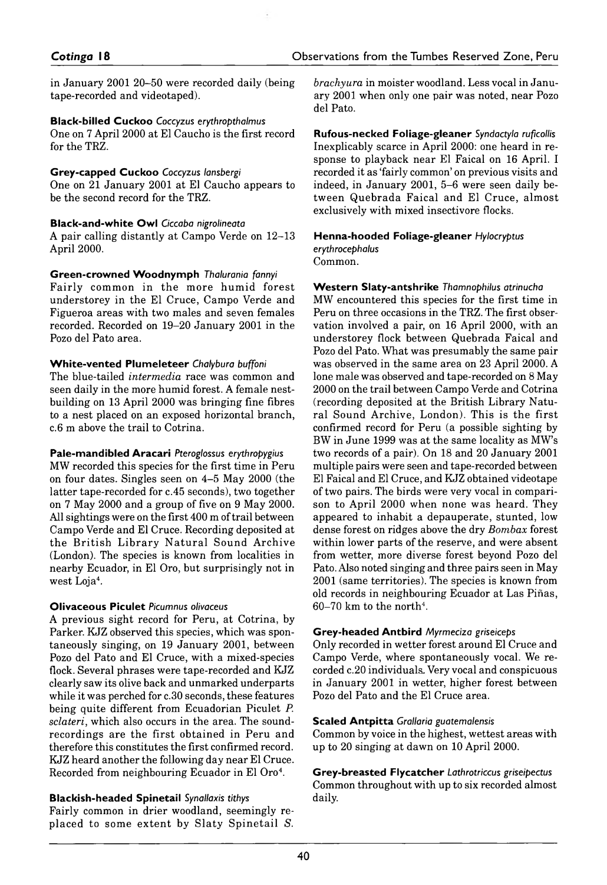in January 2001 20–50 were recorded daily (being tape-recorded and videotaped).

**Black-billed Cuckoo** *Coccyzus erythropthalmus*
One on 7 April 2000 at El Caucho is the first record for the TRZ.

**Grey-capped Cuckoo** *Coccyzus lansbergi*
One on 21 January 2001 at El Caucho appears to be the second record for the TRZ.

**Black-and-white Owl** *Ciccaba nigrolineata*
A pair calling distantly at Campo Verde on 12–13 April 2000.

**Green-crowned Woodnymph** *Thalurania fannyi*
Fairly common in the more humid forest understorey in the El Cruce, Campo Verde and Figueroa areas with two males and seven females recorded. Recorded on 19–20 January 2001 in the Pozo del Pato area.

**White-vented Plumeleteer** *Chalybura buffoni*
The blue-tailed *intermedia* race was common and seen daily in the more humid forest. A female nest-building on 13 April 2000 was bringing fine fibres to a nest placed on an exposed horizontal branch, c.6 m above the trail to Cotrina.

**Pale-mandibled Aracari** *Pteroglossus erythropygius*
MW recorded this species for the first time in Peru on four dates. Singles seen on 4–5 May 2000 (the latter tape-recorded for c.45 seconds), two together on 7 May 2000 and a group of five on 9 May 2000. All sightings were on the first 400 m of trail between Campo Verde and El Cruce. Recording deposited at the British Library Natural Sound Archive (London). The species is known from localities in nearby Ecuador, in El Oro, but surprisingly not in west Loja[4].

**Olivaceous Piculet** *Picumnus olivaceus*
A previous sight record for Peru, at Cotrina, by Parker. KJZ observed this species, which was spontaneously singing, on 19 January 2001, between Pozo del Pato and El Cruce, with a mixed-species flock. Several phrases were tape-recorded and KJZ clearly saw its olive back and unmarked underparts while it was perched for c.30 seconds, these features being quite different from Ecuadorian Piculet *P. sclateri*, which also occurs in the area. The sound-recordings are the first obtained in Peru and therefore this constitutes the first confirmed record. KJZ heard another the following day near El Cruce. Recorded from neighbouring Ecuador in El Oro[4].

**Blackish-headed Spinetail** *Synallaxis tithys*
Fairly common in drier woodland, seemingly replaced to some extent by Slaty Spinetail *S. brachyura* in moister woodland. Less vocal in January 2001 when only one pair was noted, near Pozo del Pato.

**Rufous-necked Foliage-gleaner** *Syndactyla ruficollis*
Inexplicably scarce in April 2000: one heard in response to playback near El Faical on 16 April. I recorded it as 'fairly common' on previous visits and indeed, in January 2001, 5–6 were seen daily between Quebrada Faical and El Cruce, almost exclusively with mixed insectivore flocks.

**Henna-hooded Foliage-gleaner** *Hylocryptus erythrocephalus*
Common.

**Western Slaty-antshrike** *Thamnophilus atrinucha*
MW encountered this species for the first time in Peru on three occasions in the TRZ. The first observation involved a pair, on 16 April 2000, with an understorey flock between Quebrada Faical and Pozo del Pato. What was presumably the same pair was observed in the same area on 23 April 2000. A lone male was observed and tape-recorded on 8 May 2000 on the trail between Campo Verde and Cotrina (recording deposited at the British Library Natural Sound Archive, London). This is the first confirmed record for Peru (a possible sighting by BW in June 1999 was at the same locality as MW's two records of a pair). On 18 and 20 January 2001 multiple pairs were seen and tape-recorded between El Faical and El Cruce, and KJZ obtained videotape of two pairs. The birds were very vocal in comparison to April 2000 when none was heard. They appeared to inhabit a depauperate, stunted, low dense forest on ridges above the dry *Bombax* forest within lower parts of the reserve, and were absent from wetter, more diverse forest beyond Pozo del Pato. Also noted singing and three pairs seen in May 2001 (same territories). The species is known from old records in neighbouring Ecuador at Las Piñas, 60–70 km to the north[4].

**Grey-headed Antbird** *Myrmeciza griseiceps*
Only recorded in wetter forest around El Cruce and Campo Verde, where spontaneously vocal. We recorded c.20 individuals. Very vocal and conspicuous in January 2001 in wetter, higher forest between Pozo del Pato and the El Cruce area.

**Scaled Antpitta** *Grallaria guatemalensis*
Common by voice in the highest, wettest areas with up to 20 singing at dawn on 10 April 2000.

**Grey-breasted Flycatcher** *Lathrotriccus griseipectus*
Common throughout with up to six recorded almost daily.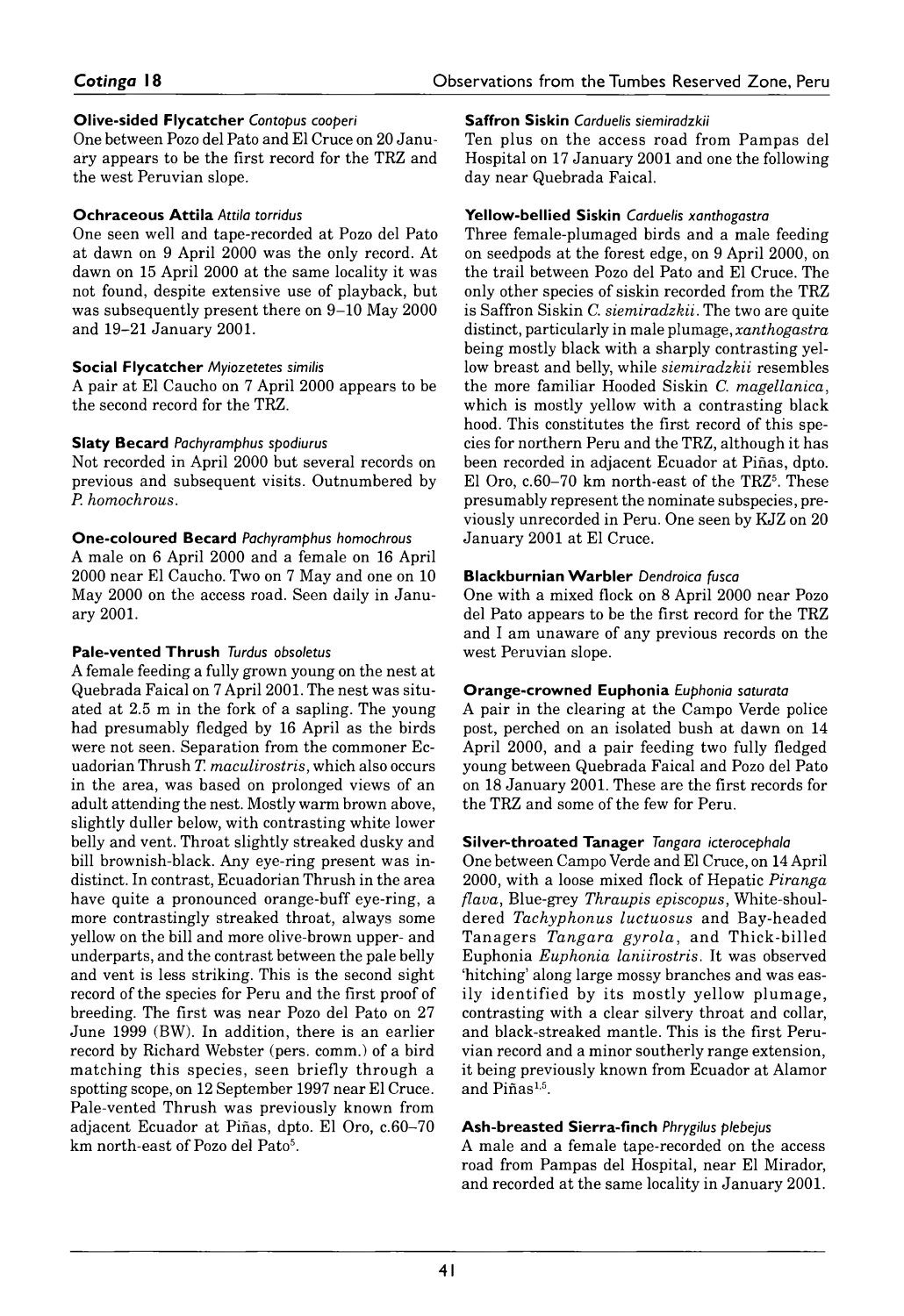**Olive-sided Flycatcher** *Contopus cooperi*
One between Pozo del Pato and El Cruce on 20 January appears to be the first record for the TRZ and the west Peruvian slope.

**Ochraceous Attila** *Attila torridus*
One seen well and tape-recorded at Pozo del Pato at dawn on 9 April 2000 was the only record. At dawn on 15 April 2000 at the same locality it was not found, despite extensive use of playback, but was subsequently present there on 9–10 May 2000 and 19–21 January 2001.

**Social Flycatcher** *Myiozetetes similis*
A pair at El Caucho on 7 April 2000 appears to be the second record for the TRZ.

**Slaty Becard** *Pachyramphus spodiurus*
Not recorded in April 2000 but several records on previous and subsequent visits. Outnumbered by *P. homochrous*.

**One-coloured Becard** *Pachyramphus homochrous*
A male on 6 April 2000 and a female on 16 April 2000 near El Caucho. Two on 7 May and one on 10 May 2000 on the access road. Seen daily in January 2001.

**Pale-vented Thrush** *Turdus obsoletus*
A female feeding a fully grown young on the nest at Quebrada Faical on 7 April 2001. The nest was situated at 2.5 m in the fork of a sapling. The young had presumably fledged by 16 April as the birds were not seen. Separation from the commoner Ecuadorian Thrush *T. maculirostris*, which also occurs in the area, was based on prolonged views of an adult attending the nest. Mostly warm brown above, slightly duller below, with contrasting white lower belly and vent. Throat slightly streaked dusky and bill brownish-black. Any eye-ring present was indistinct. In contrast, Ecuadorian Thrush in the area have quite a pronounced orange-buff eye-ring, a more contrastingly streaked throat, always some yellow on the bill and more olive-brown upper- and underparts, and the contrast between the pale belly and vent is less striking. This is the second sight record of the species for Peru and the first proof of breeding. The first was near Pozo del Pato on 27 June 1999 (BW). In addition, there is an earlier record by Richard Webster (pers. comm.) of a bird matching this species, seen briefly through a spotting scope, on 12 September 1997 near El Cruce. Pale-vented Thrush was previously known from adjacent Ecuador at Piñas, dpto. El Oro, c.60–70 km north-east of Pozo del Pato[5].

**Saffron Siskin** *Carduelis siemiradzkii*
Ten plus on the access road from Pampas del Hospital on 17 January 2001 and one the following day near Quebrada Faical.

**Yellow-bellied Siskin** *Carduelis xanthogastra*
Three female-plumaged birds and a male feeding on seedpods at the forest edge, on 9 April 2000, on the trail between Pozo del Pato and El Cruce. The only other species of siskin recorded from the TRZ is Saffron Siskin *C. siemiradzkii*. The two are quite distinct, particularly in male plumage, *xanthogastra* being mostly black with a sharply contrasting yellow breast and belly, while *siemiradzkii* resembles the more familiar Hooded Siskin *C. magellanica*, which is mostly yellow with a contrasting black hood. This constitutes the first record of this species for northern Peru and the TRZ, although it has been recorded in adjacent Ecuador at Piñas, dpto. El Oro, c.60–70 km north-east of the TRZ[5]. These presumably represent the nominate subspecies, previously unrecorded in Peru. One seen by KJZ on 20 January 2001 at El Cruce.

**Blackburnian Warbler** *Dendroica fusca*
One with a mixed flock on 8 April 2000 near Pozo del Pato appears to be the first record for the TRZ and I am unaware of any previous records on the west Peruvian slope.

**Orange-crowned Euphonia** *Euphonia saturata*
A pair in the clearing at the Campo Verde police post, perched on an isolated bush at dawn on 14 April 2000, and a pair feeding two fully fledged young between Quebrada Faical and Pozo del Pato on 18 January 2001. These are the first records for the TRZ and some of the few for Peru.

**Silver-throated Tanager** *Tangara icterocephala*
One between Campo Verde and El Cruce, on 14 April 2000, with a loose mixed flock of Hepatic *Piranga flava*, Blue-grey *Thraupis episcopus*, White-shouldered *Tachyphonus luctuosus* and Bay-headed Tanagers *Tangara gyrola*, and Thick-billed Euphonia *Euphonia laniirostris*. It was observed 'hitching' along large mossy branches and was easily identified by its mostly yellow plumage, contrasting with a clear silvery throat and collar, and black-streaked mantle. This is the first Peruvian record and a minor southerly range extension, it being previously known from Ecuador at Alamor and Piñas[1,5].

**Ash-breasted Sierra-finch** *Phrygilus plebejus*
A male and a female tape-recorded on the access road from Pampas del Hospital, near El Mirador, and recorded at the same locality in January 2001.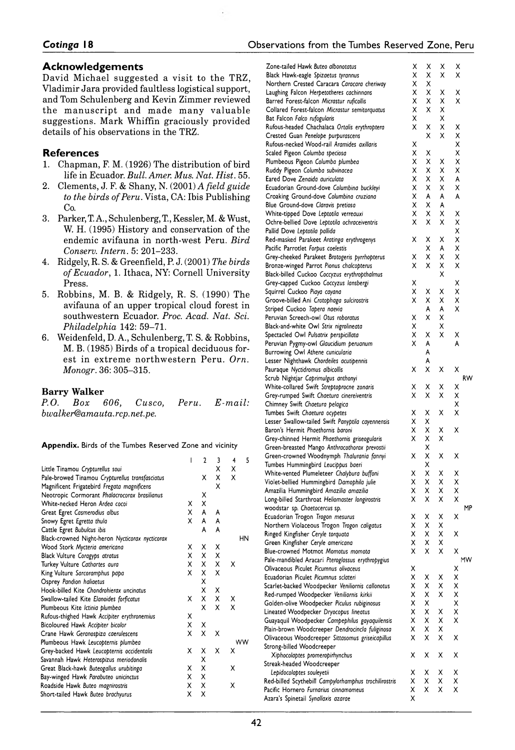## Acknowledgements

David Michael suggested a visit to the TRZ, Vladimir Jara provided faultless logistical support, and Tom Schulenberg and Kevin Zimmer reviewed the manuscript and made many valuable suggestions. Mark Whiffin graciously provided details of his observations in the TRZ.

## References

1. Chapman, F. M. (1926) The distribution of bird life in Ecuador. *Bull. Amer. Mus. Nat. Hist.* 55.
2. Clements, J. F. & Shany, N. (2001) *A field guide to the birds of Peru*. Vista, CA: Ibis Publishing Co.
3. Parker, T. A., Schulenberg, T., Kessler, M. & Wust, W. H. (1995) History and conservation of the endemic avifauna in north-west Peru. *Bird Conserv. Intern.* 5: 201–233.
4. Ridgely, R. S. & Greenfield, P. J. (2001) *The birds of Ecuador*, 1. Ithaca, NY: Cornell University Press.
5. Robbins, M. B. & Ridgely, R. S. (1990) The avifauna of an upper tropical cloud forest in southwestern Ecuador. *Proc. Acad. Nat. Sci. Philadelphia* 142: 59–71.
6. Weidenfeld, D. A., Schulenberg, T. S. & Robbins, M. B. (1985) Birds of a tropical deciduous forest in extreme northwestern Peru. *Orn. Monogr.* 36: 305–315.

**Barry Walker**
*P.O. Box 606, Cusco, Peru. E-mail: bwalker@amauta.rcp.net.pe.*

**Appendix.** Birds of the Tumbes Reserved Zone and vicinity

| | 1 | 2 | 3 | 4 | 5 |
|---|---|---|---|---|---|
| Little Tinamou *Crypturellus soui* | | | X | X | |
| Pale-browed Tinamou *Crypturellus transfasciatus* | | X | X | X | |
| Magnificent Frigatebird *Fregata magnificens* | | | X | | |
| Neotropic Cormorant *Phalacrocorax brasilianus* | | X | | | |
| White-necked Heron *Ardea cocoi* | X | X | | | |
| Great Egret *Casmerodius albus* | X | A | A | | |
| Snowy Egret *Egretta thula* | X | A | A | | |
| Cattle Egret *Bubulcus ibis* | | A | A | | |
| Black-crowned Night-heron *Nycticorax nycticorax* | | | | | HN |
| Wood Stork *Mycteria americana* | X | X | X | | |
| Black Vulture *Coragyps atratus* | X | X | X | | |
| Turkey Vulture *Cathartes aura* | X | X | X | X | |
| King Vulture *Sarcoramphus papa* | X | X | X | | |
| Osprey *Pandion haliaetus* | | X | | | |
| Hook-billed Kite *Chondrohierax uncinatus* | | X | X | | |
| Swallow-tailed Kite *Elanoides forficatus* | X | X | X | X | |
| Plumbeous Kite *Ictinia plumbea* | | X | X | X | |
| Rufous-thighed Hawk *Accipiter erythronemius* | X | | | | |
| Bicoloured Hawk *Accipiter bicolor* | X | X | | | |
| Crane Hawk *Geranospiza caerulescens* | X | X | X | | |
| Plumbeous Hawk *Leucopternis plumbea* | | | | | WW |
| Grey-backed Hawk *Leucopternis occidentalis* | X | X | X | X | |
| Savannah Hawk *Heterospizus meriodonalis* | | X | | | |
| Great Black-hawk *Buteogallus urubitinga* | X | X | | X | |
| Bay-winged Hawk *Parabuteo unicinctus* | X | X | | | |
| Roadside Hawk *Buteo magnirostris* | X | X | | X | |
| Short-tailed Hawk *Buteo brachyurus* | X | X | | | |
| Zone-tailed Hawk *Buteo albonotatus* | X | X | X | X | |
| Black Hawk-eagle *Spizaetus tyrannus* | X | X | X | X | |
| Northern Crested Caracara *Caracara cheriway* | X | X | | | |
| Laughing Falcon *Herpetotheres cachinnans* | X | X | X | X | |
| Barred Forest-falcon *Micrastur ruficollis* | X | X | X | X | |
| Collared Forest-falcon *Micrastur semitorquatus* | X | X | X | | |
| Bat Falcon *Falco rufogularis* | X | | X | | |
| Rufous-headed Chachalaca *Ortalis erythroptera* | X | X | X | X | |
| Crested Guan *Penelope purpurascens* | | X | X | X | |
| Rufous-necked Wood-rail *Aramides axillaris* | | | | X | |
| Scaled Pigeon *Columba speciosa* | X | X | | X | |
| Plumbeous Pigeon *Columba plumbea* | X | X | X | X | |
| Ruddy Pigeon *Columba subvinacea* | X | X | X | X | |
| Eared Dove *Zenaida auriculata* | X | X | X | A | |
| Ecuadorian Ground-dove *Columbina buckleyi* | X | X | X | X | |
| Croaking Ground-dove *Columbina cruziana* | X | A | A | A | |
| Blue Ground-dove *Claravis pretiosa* | X | X | A | | |
| White-tipped Dove *Leptotila verreauxi* | X | X | X | X | |
| Ochre-bellied Dove *Leptotila ochraceiventris* | X | X | X | X | |
| Pallid Dove *Leptotila pallida* | | | | X | |
| Red-masked Parakeet *Aratinga erythrogenys* | X | X | X | X | |
| Pacific Parrotlet *Forpus coelestis* | | X | A | X | |
| Grey-cheeked Parakeet *Brotogeris pyrrhopterus* | X | X | X | X | |
| Bronze-winged Parrot *Pionus chalcopterus* | X | X | X | X | |
| Black-billed Cuckoo *Coccyzus erythropthalmus* | | | X | | |
| Grey-capped Cuckoo *Coccyzus lansbergi* | X | | | X | |
| Squirrel Cuckoo *Piaya cayana* | X | X | X | X | |
| Groove-billed Ani *Crotophaga sulcirostris* | X | X | X | X | |
| Striped Cuckoo *Tapera naevia* | | A | A | X | |
| Peruvian Screech-owl *Otus roboratus* | X | X | X | | |
| Black-and-white Owl *Strix nigrolineata* | X | | X | | |
| Spectacled Owl *Pulsatrix perspicillata* | X | X | X | X | |
| Peruvian Pygmy-owl *Glaucidium peruanum* | X | A | | A | |
| Burrowing Owl *Athene cunicularia* | | A | | | |
| Lesser Nighthawk *Chordeiles acutipennis* | | A | | | |
| Pauraque *Nyctidromus albicollis* | X | X | X | X | |
| Scrub Nightjar *Caprimulgus anthonyi* | | | | | RW |
| White-collared Swift *Streptoprocne zonaris* | X | X | X | X | |
| Grey-rumped Swift *Chaetura cinereiventris* | X | X | X | X | |
| Chimney Swift *Chaetura pelagica* | | | | X | |
| Tumbes Swift *Chaetura ocypetes* | X | X | X | X | |
| Lesser Swallow-tailed Swift *Panyptila cayennensis* | X | X | | | |
| Baron's Hermit *Phaethornis baroni* | X | X | X | X | |
| Grey-chinned Hermit *Phaethornis griseogularis* | X | X | X | | |
| Green-breasted Mango *Anthracothorax prevostii* | | X | | | |
| Green-crowned Woodnymph *Thalurania fannyi* | X | X | X | X | |
| Tumbes Hummingbird *Leucippus baeri* | | X | | | |
| White-vented Plumeleteer *Chalybura buffoni* | X | X | X | X | |
| Violet-bellied Hummingbird *Damophila julie* | X | X | X | X | |
| Amazilia Hummingbird *Amazilia amazilia* | X | X | X | X | |
| Long-billed Starthroat *Heliomaster longirostris* | X | X | X | X | |
| woodstar sp. *Chaetocercus* sp. | | | | | MP |
| Ecuadorian Trogon *Trogon mesurus* | X | X | X | X | |
| Northern Violaceous Trogon *Trogon caligatus* | X | X | X | | |
| Ringed Kingfisher *Ceryle torquata* | X | X | X | X | |
| Green Kingfisher *Ceryle americana* | X | X | X | | |
| Blue-crowned Motmot *Momotus momota* | X | X | X | X | |
| Pale-mandibled Aracari *Pteroglossus erythropygius* | | | | | MW |
| Olivaceous Piculet *Picumnus olivaceus* | X | | | X | |
| Ecuadorian Piculet *Picumnus sclateri* | X | X | X | X | |
| Scarlet-backed Woodpecker *Veniliornis callonotus* | X | X | X | X | |
| Red-rumped Woodpecker *Veniliornis kirkii* | X | X | X | X | |
| Golden-olive Woodpecker *Piculus rubiginosus* | X | X | | X | |
| Lineated Woodpecker *Dryocopus lineatus* | X | X | X | X | |
| Guayaquil Woodpecker *Campephilus gayaquilensis* | X | X | X | X | |
| Plain-brown Woodcreeper *Dendrocincla fuliginosa* | X | X | X | | |
| Olivaceous Woodcreeper *Sittasomus griseicapillus* | X | X | X | X | |
| Strong-billed Woodcreeper *Xiphocolaptes promeropirhynchus* | X | X | X | X | |
| Streak-headed Woodcreeper *Lepidocolaptes souleyetii* | X | X | X | X | |
| Red-billed Scythebill *Campylorhamphus trochilirostris* | X | X | X | X | |
| Pacific Hornero *Furnarius cinnamomeus* | X | X | X | X | |
| Azara's Spinetail *Synallaxis azarae* | X | | | | |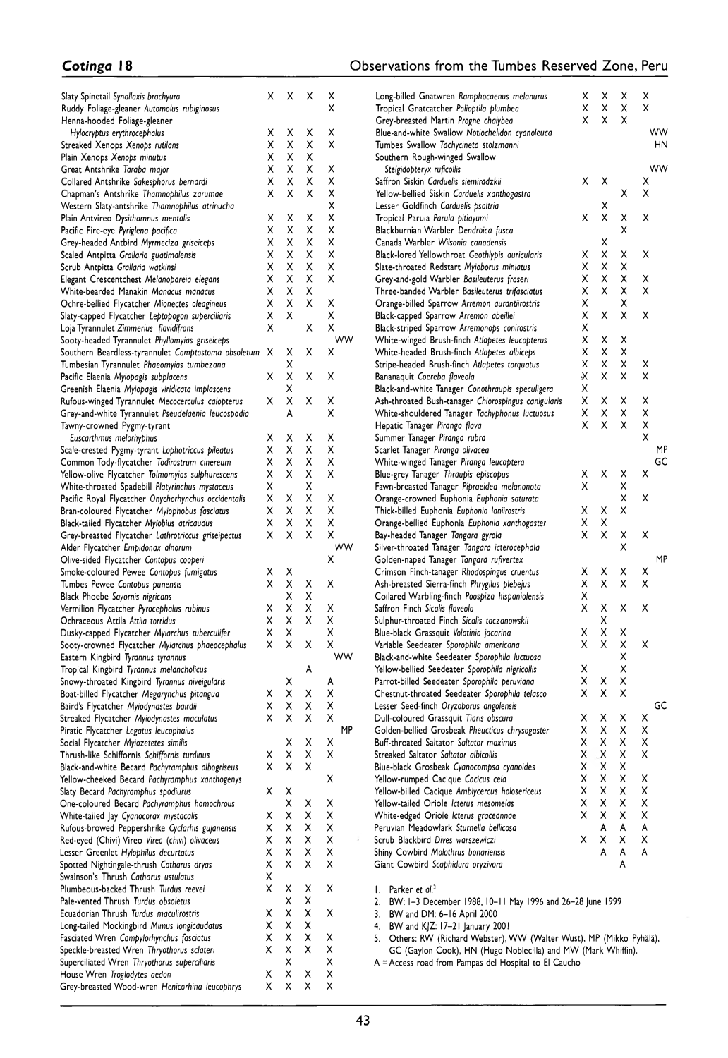| | | | | | |
|---|---|---|---|---|---|
| Slaty Spinetail *Synallaxis brachyura* | X | X | X | X | |
| Ruddy Foliage-gleaner *Automolus rubiginosus* | | | | X | |
| Henna-hooded Foliage-gleaner *Hylocryptus erythrocephalus* | X | X | X | X | |
| Streaked Xenops *Xenops rutilans* | X | X | X | X | |
| Plain Xenops *Xenops minutus* | X | X | X | | |
| Great Antshrike *Taraba major* | X | X | X | X | |
| Collared Antshrike *Sakesphorus bernardi* | X | X | X | X | |
| Chapman's Antshrike *Thamnophilus zarumae* | X | X | X | X | |
| Western Slaty-antshrike *Thamnophilus atrinucha* | | | | X | |
| Plain Antvireo *Dysithamnus mentalis* | X | X | X | X | |
| Pacific Fire-eye *Pyriglena pacifica* | X | X | X | X | |
| Grey-headed Antbird *Myrmeciza griseiceps* | X | X | X | X | |
| Scaled Antpitta *Grallaria guatimalensis* | X | X | X | X | |
| Scrub Antpitta *Grallaria watkinsi* | X | X | X | X | |
| Elegant Crescentchest *Melanopareia elegans* | X | X | X | X | |
| White-bearded Manakin *Manacus manacus* | X | X | X | | |
| Ochre-bellied Flycatcher *Mionectes oleagineus* | X | X | X | X | |
| Slaty-capped Flycatcher *Leptopogon superciliaris* | X | X | | X | |
| Loja Tyrannulet *Zimmerius flavidifrons* | X | | X | X | |
| Sooty-headed Tyrannulet *Phyllomyias griseiceps* | | | | | WW |
| Southern Beardless-tyrannulet *Camptostoma obsoletum* | X | X | X | X | |
| Tumbesian Tyrannulet *Phaeomyias tumbezana* | | X | | | |
| Pacific Elaenia *Myiopagis subplacens* | X | X | X | X | |
| Greenish Elaenia *Myiopagis viridicata implacens* | | X | | | |
| Rufous-winged Tyrannulet *Mecocerculus calopterus* | X | X | X | X | |
| Grey-and-white Tyrannulet *Pseudelaenia leucospodia* | | A | | X | |
| Tawny-crowned Pygmy-tyrant *Euscarthmus melorhyphus* | X | X | X | X | |
| Scale-crested Pygmy-tyrant *Lophotriccus pileatus* | X | X | X | X | |
| Common Tody-flycatcher *Todirostrum cinereum* | X | X | X | X | |
| Yellow-olive Flycatcher *Tolmomyias sulphurescens* | X | X | X | X | |
| White-throated Spadebill *Platyrinchus mystaceus* | X | | X | | |
| Pacific Royal Flycatcher *Onychorhynchus occidentalis* | X | X | X | X | |
| Bran-coloured Flycatcher *Myiophobus fasciatus* | X | X | X | X | |
| Black-tailed Flycatcher *Myiobius atricaudus* | X | X | X | X | |
| Grey-breasted Flycatcher *Lathrotriccus griseipectus* | X | X | X | X | |
| Alder Flycatcher *Empidonax alnorum* | | | | | WW |
| Olive-sided Flycatcher *Contopus cooperi* | | | | X | |
| Smoke-coloured Pewee *Contopus fumigatus* | X | X | | | |
| Tumbes Pewee *Contopus punensis* | X | X | X | X | |
| Black Phoebe *Sayornis nigricans* | | X | X | | |
| Vermilion Flycatcher *Pyrocephalus rubinus* | X | X | X | X | |
| Ochraceous Attila *Attila torridus* | X | X | X | X | |
| Dusky-capped Flycatcher *Myiarchus tuberculifer* | X | X | | X | |
| Sooty-crowned Flycatcher *Myiarchus phaeocephalus* | X | X | X | X | |
| Eastern Kingbird *Tyrannus tyrannus* | | | | | WW |
| Tropical Kingbird *Tyrannus melancholicus* | | | A | | |
| Snowy-throated Kingbird *Tyrannus niveigularis* | | X | | A | |
| Boat-billed Flycatcher *Megarynchus pitangua* | X | X | X | X | |
| Baird's Flycatcher *Myiodynastes bairdii* | X | X | X | X | |
| Streaked Flycatcher *Myiodynastes maculatus* | X | X | X | X | |
| Piratic Flycatcher *Legatus leucophaius* | | | | | MP |
| Social Flycatcher *Myiozetetes similis* | | X | X | X | |
| Thrush-like Schiffornis *Schiffornis turdinus* | X | X | X | X | |
| Black-and-white Becard *Pachyramphus albogriseus* | X | X | X | | |
| Yellow-cheeked Becard *Pachyramphus xanthogenys* | | | | X | |
| Slaty Becard *Pachyramphus spodiurus* | X | X | | | |
| One-coloured Becard *Pachyramphus homochrous* | | X | X | X | |
| White-tailed Jay *Cyanocorax mystacalis* | X | X | X | X | |
| Rufous-browed Peppershrike *Cyclarhis gujanensis* | X | X | X | X | |
| Red-eyed (Chivi) Vireo *Vireo (chivi) olivaceus* | X | X | X | X | |
| Lesser Greenlet *Hylophilus decurtatus* | X | X | X | X | |
| Spotted Nightingale-thrush *Catharus dryas* | X | X | X | X | |
| Swainson's Thrush *Catharus ustulatus* | X | | | | |
| Plumbeous-backed Thrush *Turdus reevei* | X | X | X | X | |
| Pale-vented Thrush *Turdus obsoletus* | | X | X | | |
| Ecuadorian Thrush *Turdus maculirostris* | X | X | X | X | |
| Long-tailed Mockingbird *Mimus longicaudatus* | X | X | X | | |
| Fasciated Wren *Campylorhynchus fasciatus* | X | X | X | X | |
| Speckle-breasted Wren *Thryothorus sclateri* | X | X | X | X | |
| Superciliated Wren *Thryothorus superciliaris* | | X | | X | |
| House Wren *Troglodytes aedon* | X | X | X | X | |
| Grey-breasted Wood-wren *Henicorhina leucophrys* | X | X | X | X | |
| Long-billed Gnatwren *Ramphocaenus melanurus* | X | X | X | X | |
| Tropical Gnatcatcher *Polioptila plumbea* | X | X | X | X | |
| Grey-breasted Martin *Progne chalybea* | X | X | X | | |
| Blue-and-white Swallow *Notiochelidon cyanoleuca* | | | | | WW |
| Tumbes Swallow *Tachycineta stolzmanni* | | | | | HN |
| Southern Rough-winged Swallow *Stelgidopteryx ruficollis* | | | | | WW |
| Saffron Siskin *Carduelis siemiradzkii* | X | X | | X | |
| Yellow-bellied Siskin *Carduelis xanthogastra* | | | X | X | |
| Lesser Goldfinch *Carduelis psaltria* | | X | | | |
| Tropical Parula *Parula pitiayumi* | X | X | X | X | |
| Blackburnian Warbler *Dendroica fusca* | | | X | | |
| Canada Warbler *Wilsonia canadensis* | | X | | | |
| Black-lored Yellowthroat *Geothlypis auricularis* | X | X | X | X | |
| Slate-throated Redstart *Myioborus miniatus* | X | X | X | | |
| Grey-and-gold Warbler *Basileuterus fraseri* | X | X | X | X | |
| Three-banded Warbler *Basileuterus trifasciatus* | X | X | X | X | |
| Orange-billed Sparrow *Arremon aurantiirostris* | X | | X | | |
| Black-capped Sparrow *Arremon abeillei* | X | X | X | X | |
| Black-striped Sparrow *Arremonops conirostris* | X | | | | |
| White-winged Brush-finch *Atlapetes leucopterus* | X | X | X | | |
| White-headed Brush-finch *Atlapetes albiceps* | X | X | X | | |
| Stripe-headed Brush-finch *Atlapetes torquatus* | X | X | X | X | |
| Bananaquit *Coereba flaveola* | X | X | X | X | |
| Black-and-white Tanager *Conothraupis speculigera* | X | | | | |
| Ash-throated Bush-tanager *Chlorospingus canigularis* | X | X | X | X | |
| White-shouldered Tanager *Tachyphonus luctuosus* | X | X | X | X | |
| Hepatic Tanager *Piranga flava* | X | X | X | X | |
| Summer Tanager *Piranga rubra* | | | | X | |
| Scarlet Tanager *Piranga olivacea* | | | | | MP |
| White-winged Tanager *Piranga leucoptera* | | | | | GC |
| Blue-grey Tanager *Thraupis episcopus* | X | X | X | X | |
| Fawn-breasted Tanager *Pipraeidea melanonota* | X | | X | | |
| Orange-crowned Euphonia *Euphonia saturata* | | | X | X | |
| Thick-billed Euphonia *Euphonia laniirostris* | X | X | X | | |
| Orange-bellied Euphonia *Euphonia xanthogaster* | X | X | | | |
| Bay-headed Tanager *Tangara gyrola* | X | X | X | X | |
| Silver-throated Tanager *Tangara icterocephala* | | | X | | |
| Golden-naped Tanager *Tangara ruficervix* | | | | | MP |
| Crimson Finch-tanager *Rhodospingus cruentus* | X | X | X | X | |
| Ash-breasted Sierra-finch *Phrygilus plebejus* | X | X | X | X | |
| Collared Warbling-finch *Poospiza hispaniolensis* | X | | | | |
| Saffron Finch *Sicalis flaveola* | X | X | X | X | |
| Sulphur-throated Finch *Sicalis taczanowskii* | | X | | | |
| Blue-black Grassquit *Volatinia jacarina* | X | X | X | | |
| Variable Seedeater *Sporophila americana* | X | X | X | X | |
| Black-and-white Seedeater *Sporophila luctuosa* | | | X | | |
| Yellow-bellied Seedeater *Sporophila nigricollis* | X | | X | | |
| Parrot-billed Seedeater *Sporophila peruviana* | X | X | X | | |
| Chestnut-throated Seedeater *Sporophila telasco* | X | X | X | | |
| Lesser Seed-finch *Oryzoborus angolensis* | | | | | GC |
| Dull-coloured Grassquit *Tiaris obscura* | X | X | X | X | |
| Golden-bellied Grosbeak *Pheucticus chrysogaster* | X | X | X | X | |
| Buff-throated Saltator *Saltator maximus* | X | X | X | X | |
| Streaked Saltator *Saltator albicollis* | X | X | X | X | |
| Blue-black Grosbeak *Cyanocompsa cyanoides* | X | X | X | | |
| Yellow-rumped Cacique *Cacicus cela* | X | X | X | X | |
| Yellow-billed Cacique *Amblycercus holosericeus* | X | X | X | X | |
| Yellow-tailed Oriole *Icterus mesomelas* | X | X | X | X | |
| White-edged Oriole *Icterus graceannae* | X | X | X | X | |
| Peruvian Meadowlark *Sturnella bellicosa* | | A | A | A | |
| Scrub Blackbird *Dives warszewiczi* | X | X | X | X | |
| Shiny Cowbird *Molothrus bonariensis* | | A | A | A | |
| Giant Cowbird *Scaphidura oryzivora* | | | A | | |

1. Parker *et al.*[3]
2. BW: 1–3 December 1988, 10–11 May 1996 and 26–28 June 1999
3. BW and DM: 6–16 April 2000
4. BW and KJZ: 17–21 January 2001
5. Others: RW (Richard Webster), WW (Walter Wust), MP (Mikko Pyhälä), GC (Gaylon Cook), HN (Hugo Noblecilla) and MW (Mark Whiffin).

A = Access road from Pampas del Hospital to El Caucho